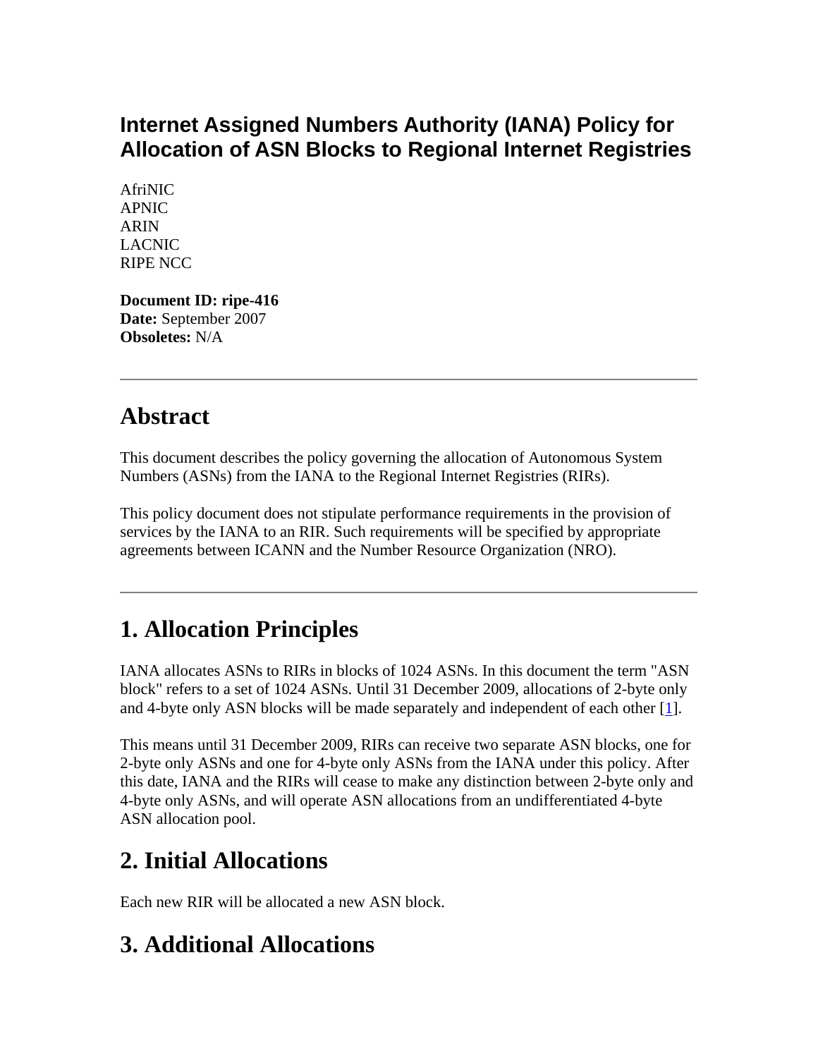# Internet Assigned Numbers Authority (IANA) Policy for Allocation of ASN Blocks to Regional Internet Registries

AfriNIC
APNIC
ARIN
LACNIC
RIPE NCC

**Document ID: ripe-416**
**Date:** September 2007
**Obsoletes:** N/A

---

## Abstract

This document describes the policy governing the allocation of Autonomous System Numbers (ASNs) from the IANA to the Regional Internet Registries (RIRs).

This policy document does not stipulate performance requirements in the provision of services by the IANA to an RIR. Such requirements will be specified by appropriate agreements between ICANN and the Number Resource Organization (NRO).

---

## 1. Allocation Principles

IANA allocates ASNs to RIRs in blocks of 1024 ASNs. In this document the term "ASN block" refers to a set of 1024 ASNs. Until 31 December 2009, allocations of 2-byte only and 4-byte only ASN blocks will be made separately and independent of each other [1].

This means until 31 December 2009, RIRs can receive two separate ASN blocks, one for 2-byte only ASNs and one for 4-byte only ASNs from the IANA under this policy. After this date, IANA and the RIRs will cease to make any distinction between 2-byte only and 4-byte only ASNs, and will operate ASN allocations from an undifferentiated 4-byte ASN allocation pool.

## 2. Initial Allocations

Each new RIR will be allocated a new ASN block.

## 3. Additional Allocations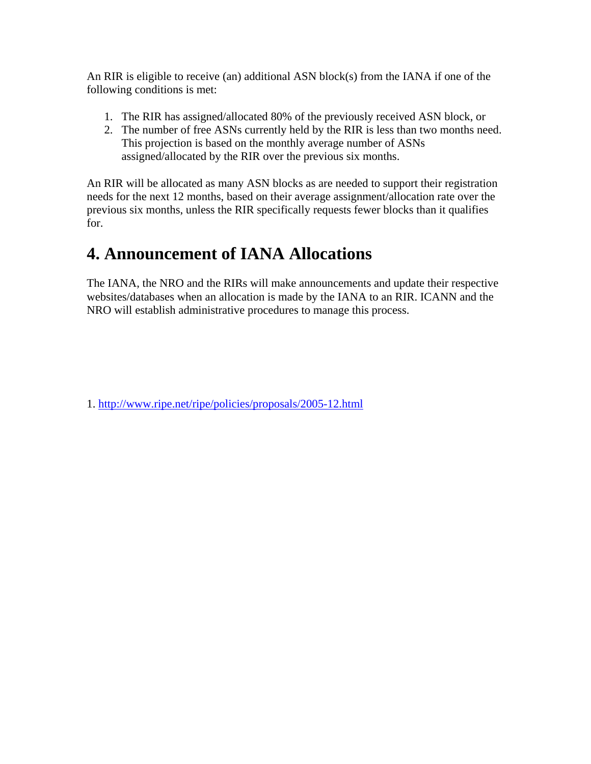An RIR is eligible to receive (an) additional ASN block(s) from the IANA if one of the following conditions is met:

1. The RIR has assigned/allocated 80% of the previously received ASN block, or
2. The number of free ASNs currently held by the RIR is less than two months need. This projection is based on the monthly average number of ASNs assigned/allocated by the RIR over the previous six months.

An RIR will be allocated as many ASN blocks as are needed to support their registration needs for the next 12 months, based on their average assignment/allocation rate over the previous six months, unless the RIR specifically requests fewer blocks than it qualifies for.

# 4. Announcement of IANA Allocations

The IANA, the NRO and the RIRs will make announcements and update their respective websites/databases when an allocation is made by the IANA to an RIR. ICANN and the NRO will establish administrative procedures to manage this process.

1. http://www.ripe.net/ripe/policies/proposals/2005-12.html